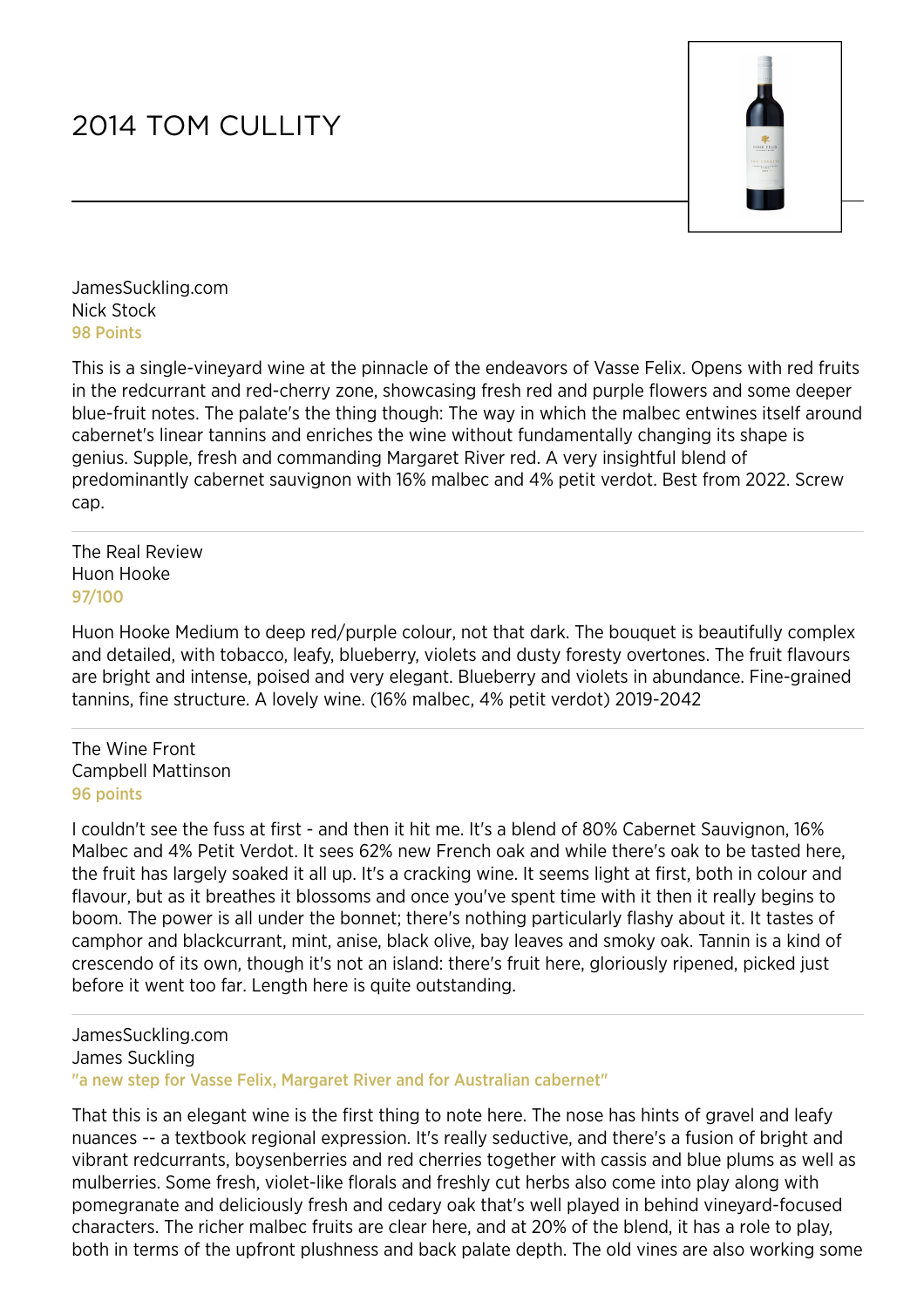# 2014 TOM CULLITY

JamesSuckling.com
Nick Stock
98 Points

This is a single-vineyard wine at the pinnacle of the endeavors of Vasse Felix. Opens with red fruits in the redcurrant and red-cherry zone, showcasing fresh red and purple flowers and some deeper blue-fruit notes. The palate's the thing though: The way in which the malbec entwines itself around cabernet's linear tannins and enriches the wine without fundamentally changing its shape is genius. Supple, fresh and commanding Margaret River red. A very insightful blend of predominantly cabernet sauvignon with 16% malbec and 4% petit verdot. Best from 2022. Screw cap.

---

The Real Review
Huon Hooke
97/100

Huon Hooke Medium to deep red/purple colour, not that dark. The bouquet is beautifully complex and detailed, with tobacco, leafy, blueberry, violets and dusty foresty overtones. The fruit flavours are bright and intense, poised and very elegant. Blueberry and violets in abundance. Fine-grained tannins, fine structure. A lovely wine. (16% malbec, 4% petit verdot) 2019-2042

---

The Wine Front
Campbell Mattinson
96 points

I couldn't see the fuss at first - and then it hit me. It's a blend of 80% Cabernet Sauvignon, 16% Malbec and 4% Petit Verdot. It sees 62% new French oak and while there's oak to be tasted here, the fruit has largely soaked it all up. It's a cracking wine. It seems light at first, both in colour and flavour, but as it breathes it blossoms and once you've spent time with it then it really begins to boom. The power is all under the bonnet; there's nothing particularly flashy about it. It tastes of camphor and blackcurrant, mint, anise, black olive, bay leaves and smoky oak. Tannin is a kind of crescendo of its own, though it's not an island: there's fruit here, gloriously ripened, picked just before it went too far. Length here is quite outstanding.

---

JamesSuckling.com
James Suckling
"a new step for Vasse Felix, Margaret River and for Australian cabernet"

That this is an elegant wine is the first thing to note here. The nose has hints of gravel and leafy nuances -- a textbook regional expression. It's really seductive, and there's a fusion of bright and vibrant redcurrants, boysenberries and red cherries together with cassis and blue plums as well as mulberries. Some fresh, violet-like florals and freshly cut herbs also come into play along with pomegranate and deliciously fresh and cedary oak that's well played in behind vineyard-focused characters. The richer malbec fruits are clear here, and at 20% of the blend, it has a role to play, both in terms of the upfront plushness and back palate depth. The old vines are also working some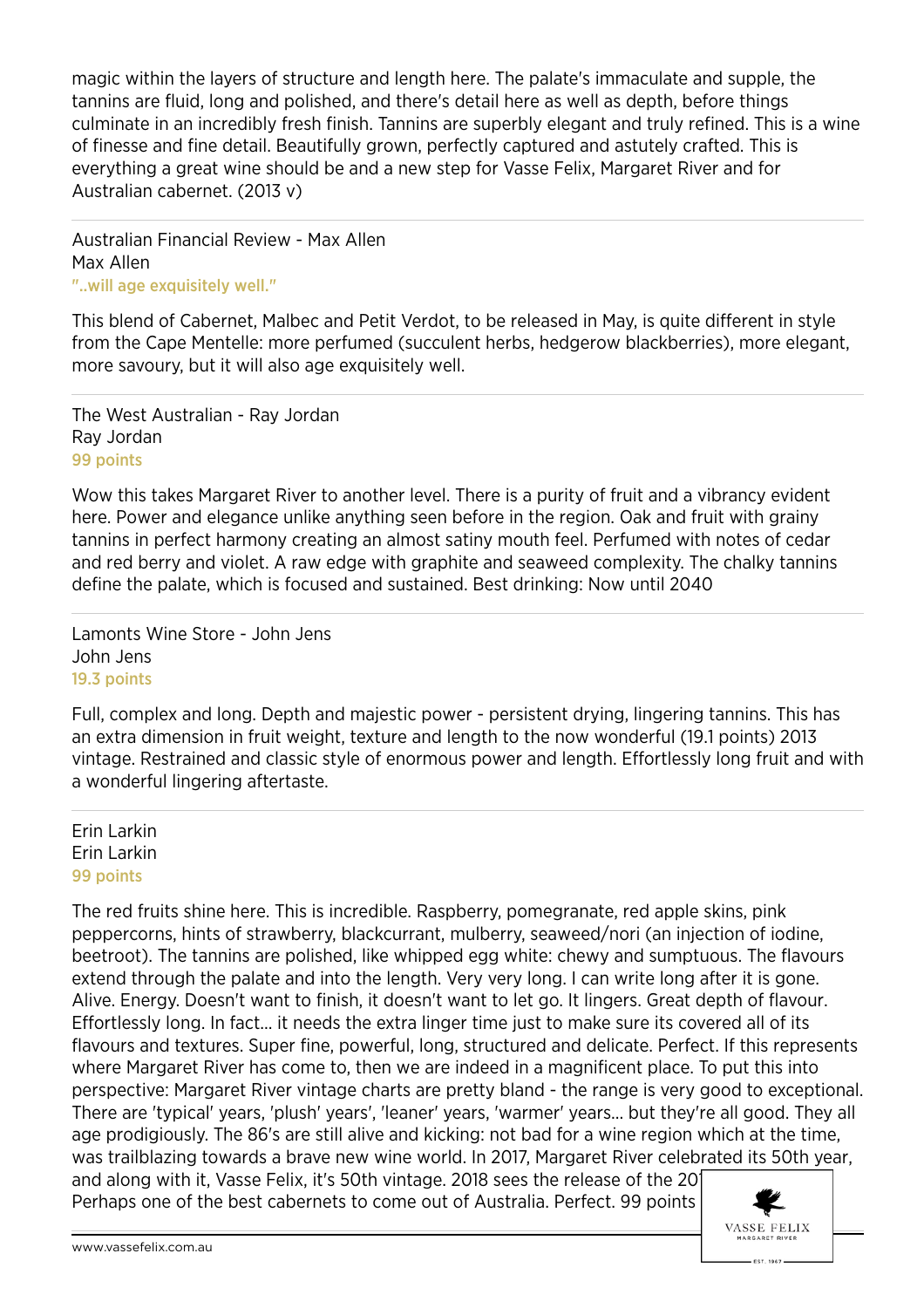magic within the layers of structure and length here. The palate's immaculate and supple, the tannins are fluid, long and polished, and there's detail here as well as depth, before things culminate in an incredibly fresh finish. Tannins are superbly elegant and truly refined. This is a wine of finesse and fine detail. Beautifully grown, perfectly captured and astutely crafted. This is everything a great wine should be and a new step for Vasse Felix, Margaret River and for Australian cabernet. (2013 v)

---

Australian Financial Review - Max Allen
Max Allen
"..will age exquisitely well."

This blend of Cabernet, Malbec and Petit Verdot, to be released in May, is quite different in style from the Cape Mentelle: more perfumed (succulent herbs, hedgerow blackberries), more elegant, more savoury, but it will also age exquisitely well.

---

The West Australian - Ray Jordan
Ray Jordan
99 points

Wow this takes Margaret River to another level. There is a purity of fruit and a vibrancy evident here. Power and elegance unlike anything seen before in the region. Oak and fruit with grainy tannins in perfect harmony creating an almost satiny mouth feel. Perfumed with notes of cedar and red berry and violet. A raw edge with graphite and seaweed complexity. The chalky tannins define the palate, which is focused and sustained. Best drinking: Now until 2040

---

Lamonts Wine Store - John Jens
John Jens
19.3 points

Full, complex and long. Depth and majestic power - persistent drying, lingering tannins. This has an extra dimension in fruit weight, texture and length to the now wonderful (19.1 points) 2013 vintage. Restrained and classic style of enormous power and length. Effortlessly long fruit and with a wonderful lingering aftertaste.

---

Erin Larkin
Erin Larkin
99 points

The red fruits shine here. This is incredible. Raspberry, pomegranate, red apple skins, pink peppercorns, hints of strawberry, blackcurrant, mulberry, seaweed/nori (an injection of iodine, beetroot). The tannins are polished, like whipped egg white: chewy and sumptuous. The flavours extend through the palate and into the length. Very very long. I can write long after it is gone. Alive. Energy. Doesn't want to finish, it doesn't want to let go. It lingers. Great depth of flavour. Effortlessly long. In fact... it needs the extra linger time just to make sure its covered all of its flavours and textures. Super fine, powerful, long, structured and delicate. Perfect. If this represents where Margaret River has come to, then we are indeed in a magnificent place. To put this into perspective: Margaret River vintage charts are pretty bland - the range is very good to exceptional. There are 'typical' years, 'plush' years', 'leaner' years, 'warmer' years... but they're all good. They all age prodigiously. The 86's are still alive and kicking: not bad for a wine region which at the time, was trailblazing towards a brave new wine world. In 2017, Margaret River celebrated its 50th year, and along with it, Vasse Felix, it's 50th vintage. 2018 sees the release of the 20
Perhaps one of the best cabernets to come out of Australia. Perfect. 99 points